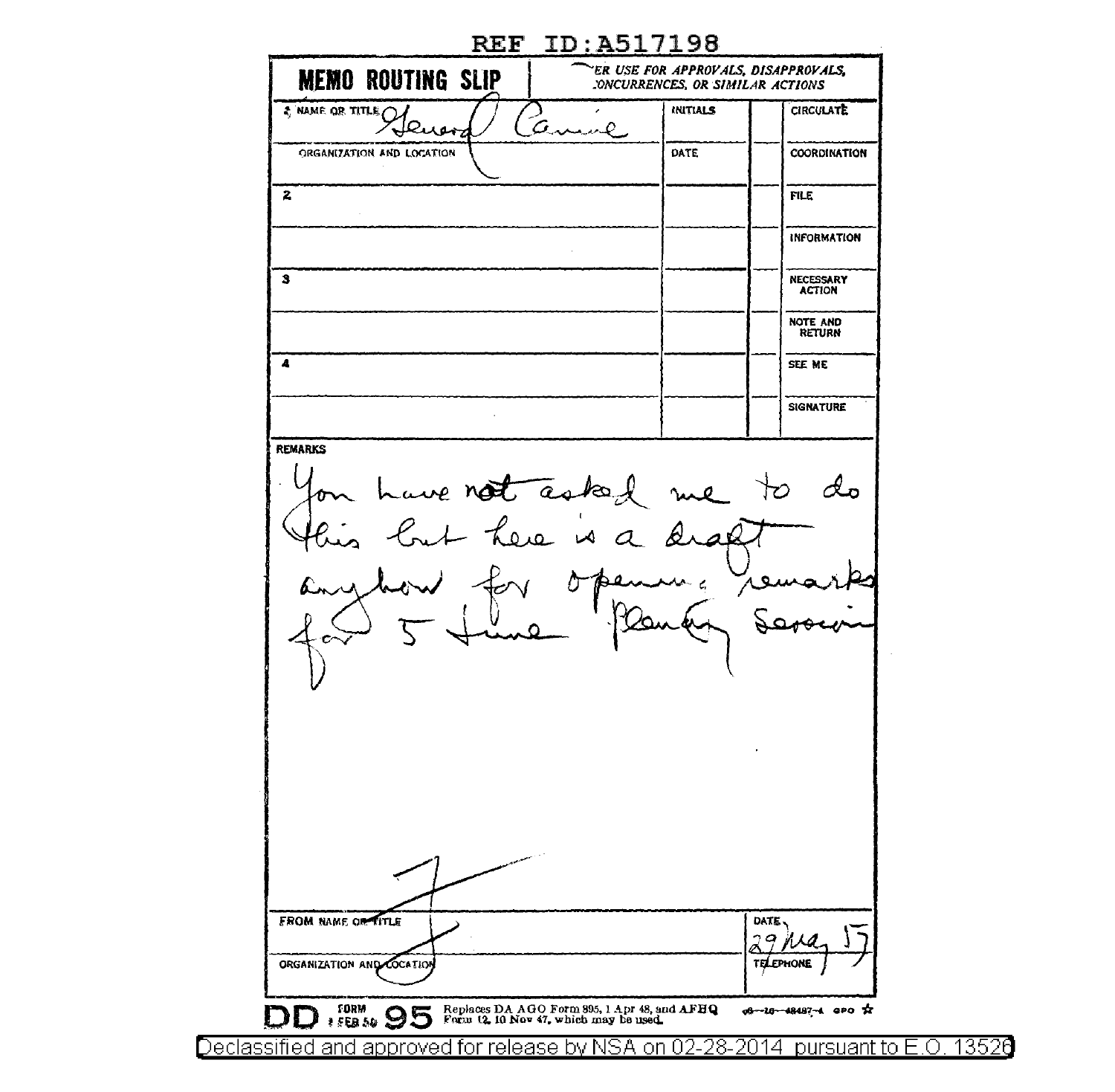REF ID:A517198

| MEMO ROUTING SLIP | NEVER USE FOR APPROVALS, DISAPPROVALS, CONCURRENCES, OR SIMILAR ACTIONS | | |
|---|---|---|---|
| 1 NAME OR TITLE General Canine | INITIALS | | CIRCULATE |
| ORGANIZATION AND LOCATION | DATE | | COORDINATION |
| 2 | | | FILE |
| | | | INFORMATION |
| 3 | | | NECESSARY ACTION |
| | | | NOTE AND RETURN |
| 4 | | | SEE ME |
| | | | SIGNATURE |

REMARKS

You have not asked me to do this but here is a draft anyhow for opening remarks for 5 June Planning Session

J

FROM NAME OR TITLE

ORGANIZATION AND LOCATION

DATE 29 May 57

TELEPHONE

DD FORM 1 FEB 50 95 Replaces DA AGO Form 895, 1 Apr 48, and AFHQ Form 12, 10 Nov 47, which may be used.

Declassified and approved for release by NSA on 02-28-2014 pursuant to E.O. 13526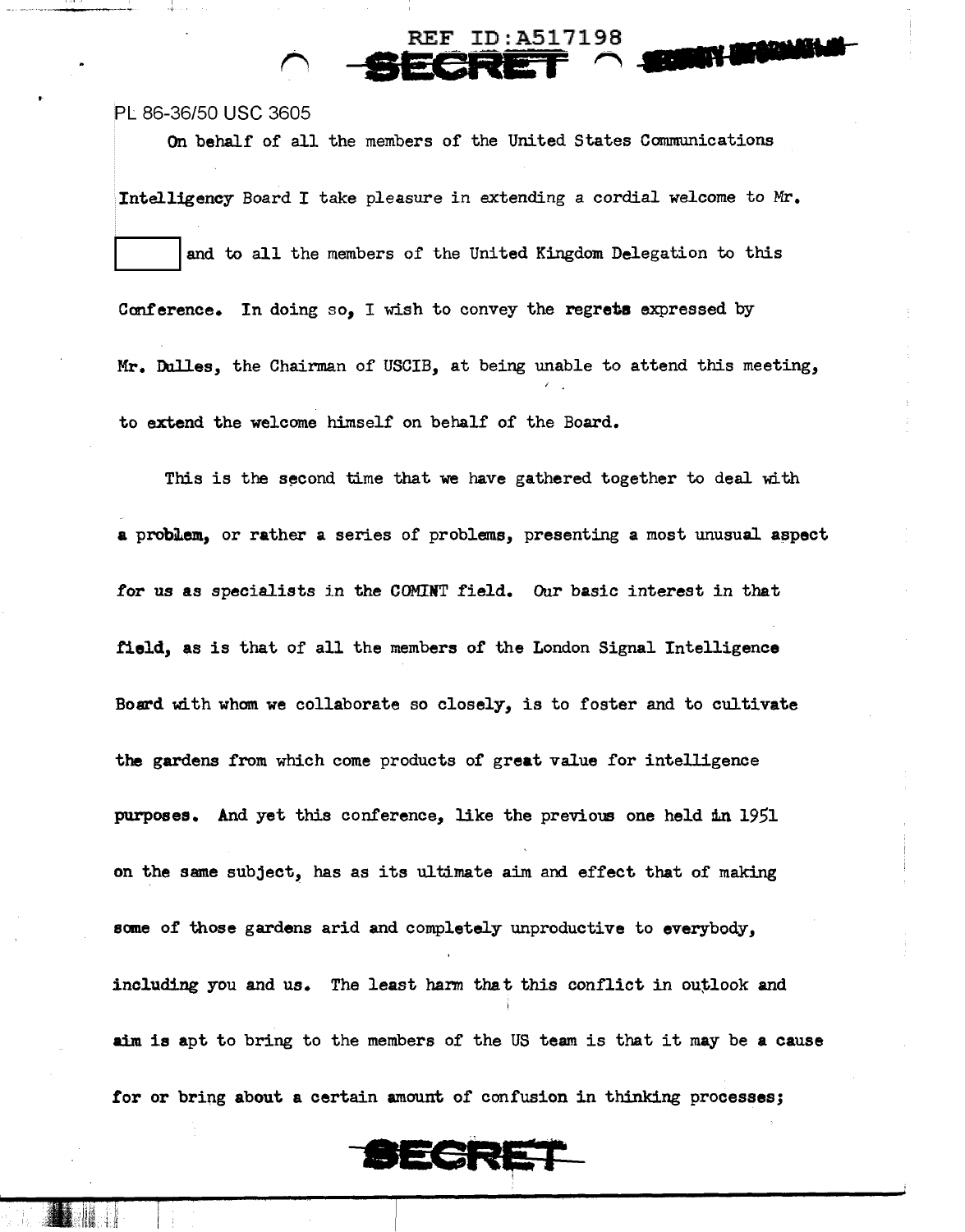PL 86-36/50 USC 3605

On behalf of all the members of the United States Communications Intelligency Board I take pleasure in extending a cordial welcome to Mr. [ ] and to all the members of the United Kingdom Delegation to this Conference. In doing so, I wish to convey the regrets expressed by Mr. Dulles, the Chairman of USCIB, at being unable to attend this meeting, to extend the welcome himself on behalf of the Board.

This is the second time that we have gathered together to deal with a problem, or rather a series of problems, presenting a most unusual aspect for us as specialists in the COMINT field. Our basic interest in that field, as is that of all the members of the London Signal Intelligence Board with whom we collaborate so closely, is to foster and to cultivate the gardens from which come products of great value for intelligence purposes. And yet this conference, like the previous one held in 1951 on the same subject, has as its ultimate aim and effect that of making some of those gardens arid and completely unproductive to everybody, including you and us. The least harm that this conflict in outlook and aim is apt to bring to the members of the US team is that it may be a cause for or bring about a certain amount of confusion in thinking processes;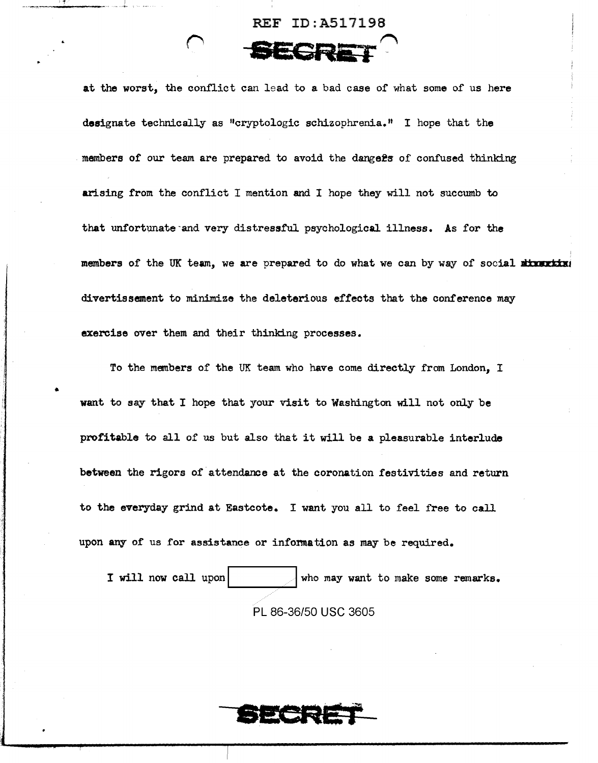at the worst, the conflict can lead to a bad case of what some of us here designate technically as "cryptologic schizophrenia." I hope that the members of our team are prepared to avoid the dangers of confused thinking arising from the conflict I mention and I hope they will not succumb to that unfortunate and very distressful psychological illness. As for the members of the UK team, we are prepared to do what we can by way of social ~~divertis~~ divertissement to minimize the deleterious effects that the conference may exercise over them and their thinking processes.

To the members of the UK team who have come directly from London, I want to say that I hope that your visit to Washington will not only be profitable to all of us but also that it will be a pleasurable interlude between the rigors of attendance at the coronation festivities and return to the everyday grind at Eastcote. I want you all to feel free to call upon any of us for assistance or information as may be required.

I will now call upon [redacted] who may want to make some remarks.

PL 86-36/50 USC 3605